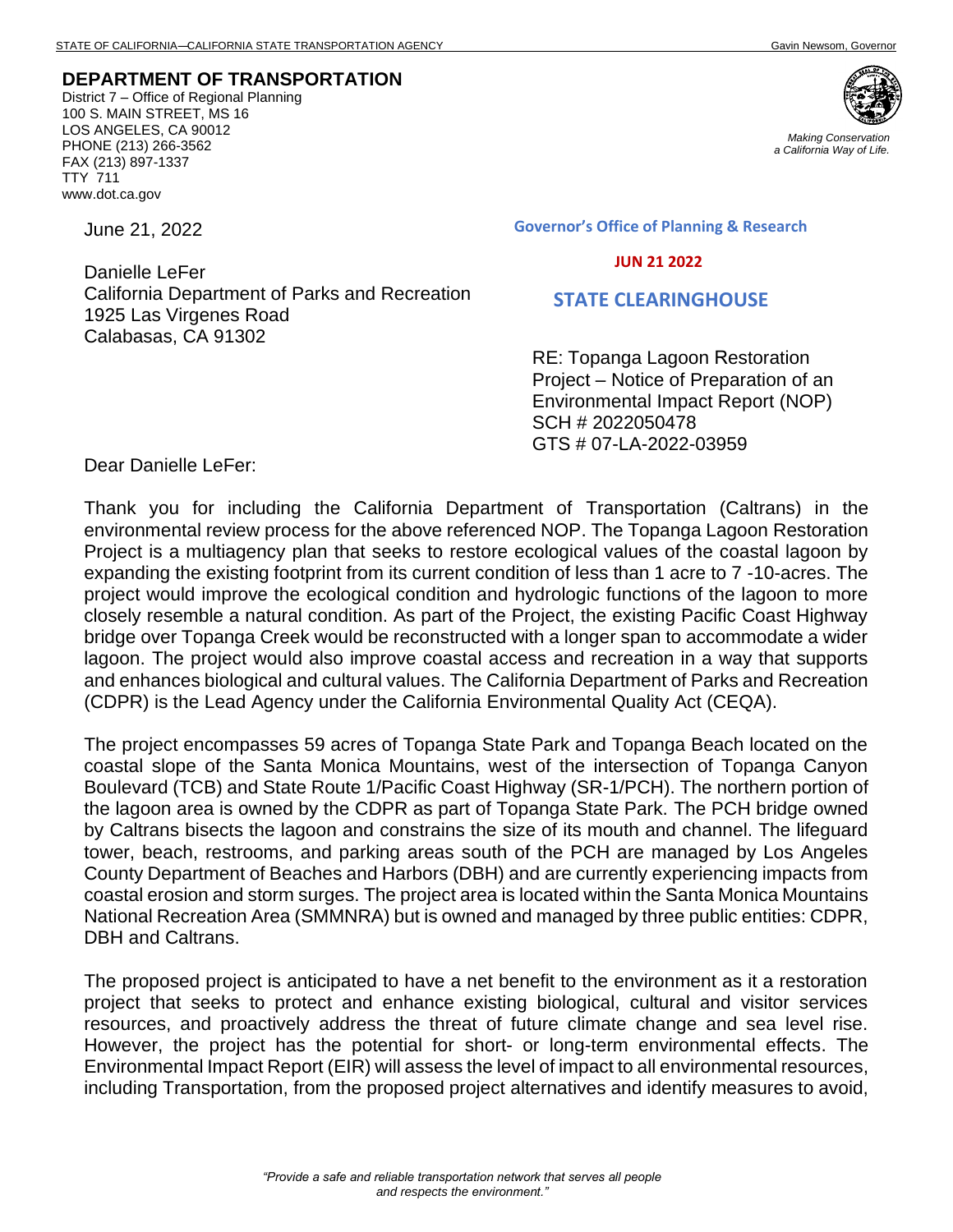STATE OF CALIFORNIA—CALIFORNIA STATE TRANSPORTATION AGENCY — Gavin Newsom, Governor

**DEPARTMENT OF TRANSPORTATION**
District 7 – Office of Regional Planning
100 S. MAIN STREET, MS 16
LOS ANGELES, CA 90012
PHONE (213) 266-3562
FAX (213) 897-1337
TTY 711
www.dot.ca.gov

*Making Conservation a California Way of Life.*

Governor's Office of Planning & Research

JUN 21 2022

STATE CLEARINGHOUSE

June 21, 2022

Danielle LeFer
California Department of Parks and Recreation
1925 Las Virgenes Road
Calabasas, CA 91302

RE: Topanga Lagoon Restoration Project – Notice of Preparation of an Environmental Impact Report (NOP)
SCH # 2022050478
GTS # 07-LA-2022-03959

Dear Danielle LeFer:

Thank you for including the California Department of Transportation (Caltrans) in the environmental review process for the above referenced NOP. The Topanga Lagoon Restoration Project is a multiagency plan that seeks to restore ecological values of the coastal lagoon by expanding the existing footprint from its current condition of less than 1 acre to 7 -10-acres. The project would improve the ecological condition and hydrologic functions of the lagoon to more closely resemble a natural condition. As part of the Project, the existing Pacific Coast Highway bridge over Topanga Creek would be reconstructed with a longer span to accommodate a wider lagoon. The project would also improve coastal access and recreation in a way that supports and enhances biological and cultural values. The California Department of Parks and Recreation (CDPR) is the Lead Agency under the California Environmental Quality Act (CEQA).

The project encompasses 59 acres of Topanga State Park and Topanga Beach located on the coastal slope of the Santa Monica Mountains, west of the intersection of Topanga Canyon Boulevard (TCB) and State Route 1/Pacific Coast Highway (SR-1/PCH). The northern portion of the lagoon area is owned by the CDPR as part of Topanga State Park. The PCH bridge owned by Caltrans bisects the lagoon and constrains the size of its mouth and channel. The lifeguard tower, beach, restrooms, and parking areas south of the PCH are managed by Los Angeles County Department of Beaches and Harbors (DBH) and are currently experiencing impacts from coastal erosion and storm surges. The project area is located within the Santa Monica Mountains National Recreation Area (SMMNRA) but is owned and managed by three public entities: CDPR, DBH and Caltrans.

The proposed project is anticipated to have a net benefit to the environment as it a restoration project that seeks to protect and enhance existing biological, cultural and visitor services resources, and proactively address the threat of future climate change and sea level rise. However, the project has the potential for short- or long-term environmental effects. The Environmental Impact Report (EIR) will assess the level of impact to all environmental resources, including Transportation, from the proposed project alternatives and identify measures to avoid,

*"Provide a safe and reliable transportation network that serves all people and respects the environment."*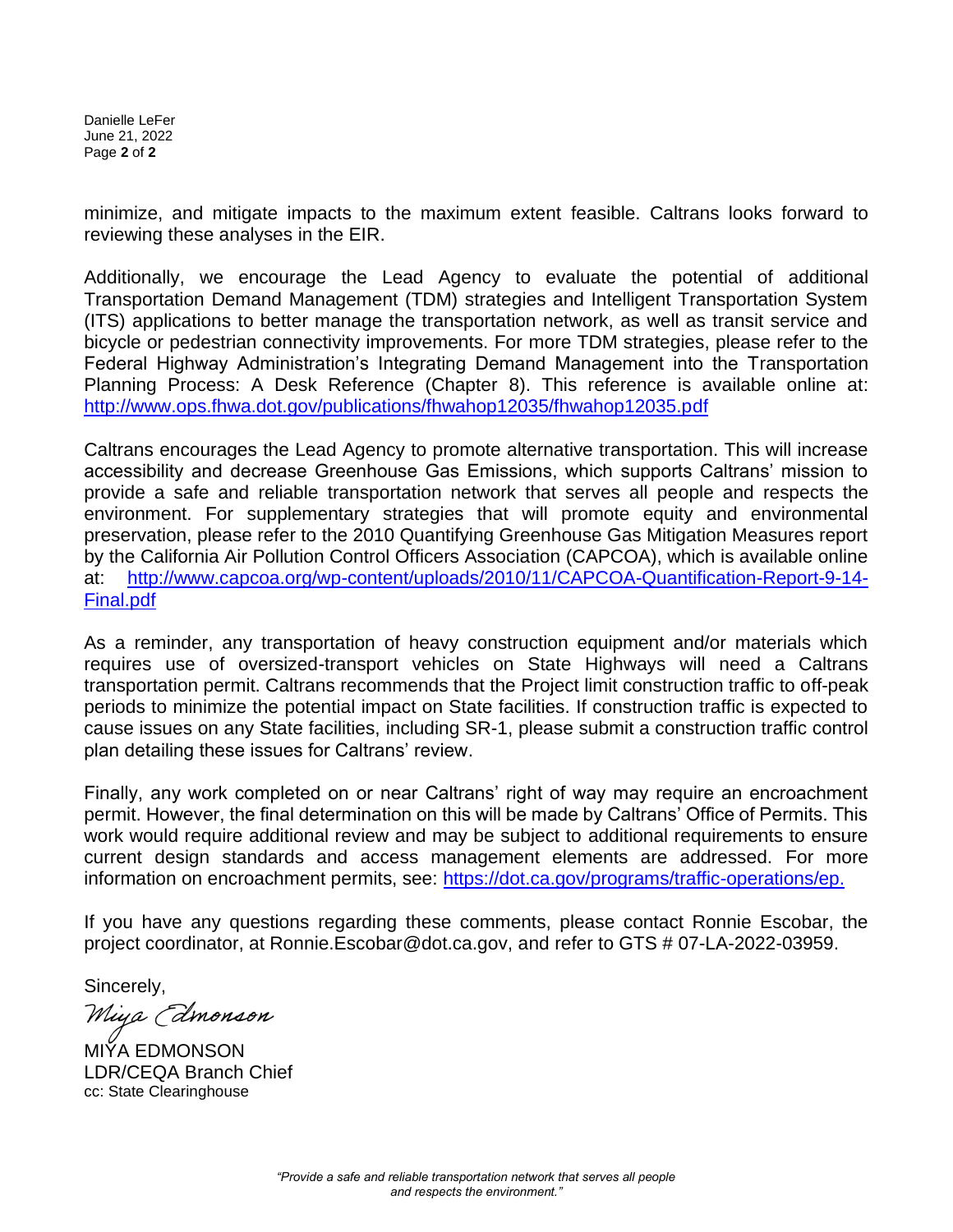minimize, and mitigate impacts to the maximum extent feasible. Caltrans looks forward to reviewing these analyses in the EIR.

Additionally, we encourage the Lead Agency to evaluate the potential of additional Transportation Demand Management (TDM) strategies and Intelligent Transportation System (ITS) applications to better manage the transportation network, as well as transit service and bicycle or pedestrian connectivity improvements. For more TDM strategies, please refer to the Federal Highway Administration's Integrating Demand Management into the Transportation Planning Process: A Desk Reference (Chapter 8). This reference is available online at: http://www.ops.fhwa.dot.gov/publications/fhwahop12035/fhwahop12035.pdf

Caltrans encourages the Lead Agency to promote alternative transportation. This will increase accessibility and decrease Greenhouse Gas Emissions, which supports Caltrans' mission to provide a safe and reliable transportation network that serves all people and respects the environment. For supplementary strategies that will promote equity and environmental preservation, please refer to the 2010 Quantifying Greenhouse Gas Mitigation Measures report by the California Air Pollution Control Officers Association (CAPCOA), which is available online at: http://www.capcoa.org/wp-content/uploads/2010/11/CAPCOA-Quantification-Report-9-14-Final.pdf

As a reminder, any transportation of heavy construction equipment and/or materials which requires use of oversized-transport vehicles on State Highways will need a Caltrans transportation permit. Caltrans recommends that the Project limit construction traffic to off-peak periods to minimize the potential impact on State facilities. If construction traffic is expected to cause issues on any State facilities, including SR-1, please submit a construction traffic control plan detailing these issues for Caltrans' review.

Finally, any work completed on or near Caltrans' right of way may require an encroachment permit. However, the final determination on this will be made by Caltrans' Office of Permits. This work would require additional review and may be subject to additional requirements to ensure current design standards and access management elements are addressed. For more information on encroachment permits, see: https://dot.ca.gov/programs/traffic-operations/ep.

If you have any questions regarding these comments, please contact Ronnie Escobar, the project coordinator, at Ronnie.Escobar@dot.ca.gov, and refer to GTS # 07-LA-2022-03959.

Sincerely,

*Miya Edmonson*

MIYA EDMONSON
LDR/CEQA Branch Chief
cc: State Clearinghouse

*"Provide a safe and reliable transportation network that serves all people and respects the environment."*